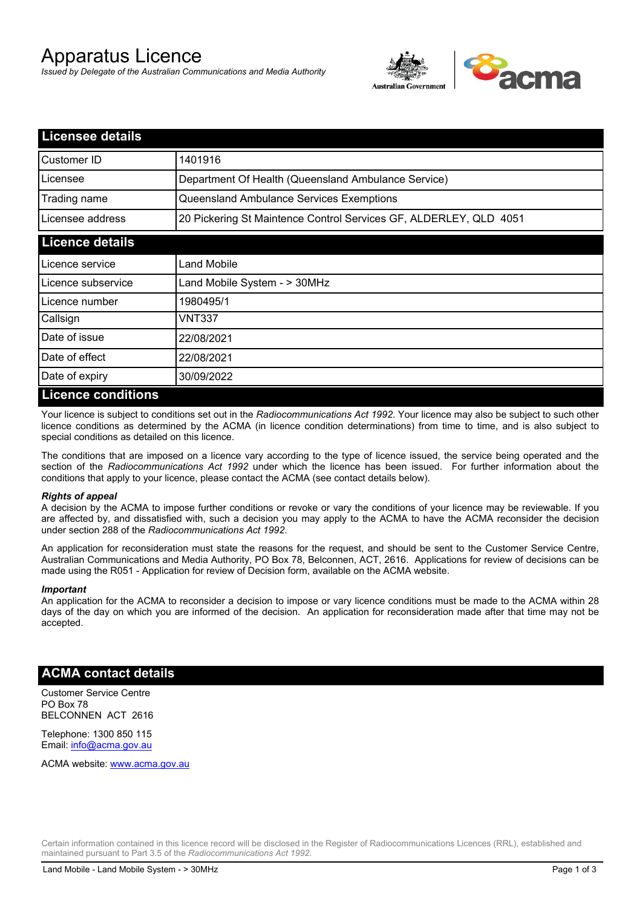# Apparatus Licence

*Issued by Delegate of the Australian Communications and Media Authority*

## Licensee details

| | |
|---|---|
| Customer ID | 1401916 |
| Licensee | Department Of Health (Queensland Ambulance Service) |
| Trading name | Queensland Ambulance Services Exemptions |
| Licensee address | 20 Pickering St Maintence Control Services GF, ALDERLEY, QLD 4051 |

## Licence details

| | |
|---|---|
| Licence service | Land Mobile |
| Licence subservice | Land Mobile System - > 30MHz |
| Licence number | 1980495/1 |
| Callsign | VNT337 |
| Date of issue | 22/08/2021 |
| Date of effect | 22/08/2021 |
| Date of expiry | 30/09/2022 |

## Licence conditions

Your licence is subject to conditions set out in the *Radiocommunications Act 1992*. Your licence may also be subject to such other licence conditions as determined by the ACMA (in licence condition determinations) from time to time, and is also subject to special conditions as detailed on this licence.

The conditions that are imposed on a licence vary according to the type of licence issued, the service being operated and the section of the *Radiocommunications Act 1992* under which the licence has been issued. For further information about the conditions that apply to your licence, please contact the ACMA (see contact details below).

***Rights of appeal***

A decision by the ACMA to impose further conditions or revoke or vary the conditions of your licence may be reviewable. If you are affected by, and dissatisfied with, such a decision you may apply to the ACMA to have the ACMA reconsider the decision under section 288 of the *Radiocommunications Act 1992*.

An application for reconsideration must state the reasons for the request, and should be sent to the Customer Service Centre, Australian Communications and Media Authority, PO Box 78, Belconnen, ACT, 2616. Applications for review of decisions can be made using the R051 - Application for review of Decision form, available on the ACMA website.

***Important***

An application for the ACMA to reconsider a decision to impose or vary licence conditions must be made to the ACMA within 28 days of the day on which you are informed of the decision. An application for reconsideration made after that time may not be accepted.

## ACMA contact details

Customer Service Centre
PO Box 78
BELCONNEN ACT 2616

Telephone: 1300 850 115
Email: info@acma.gov.au

ACMA website: www.acma.gov.au

Certain information contained in this licence record will be disclosed in the Register of Radiocommunications Licences (RRL), established and maintained pursuant to Part 3.5 of the *Radiocommunications Act 1992.*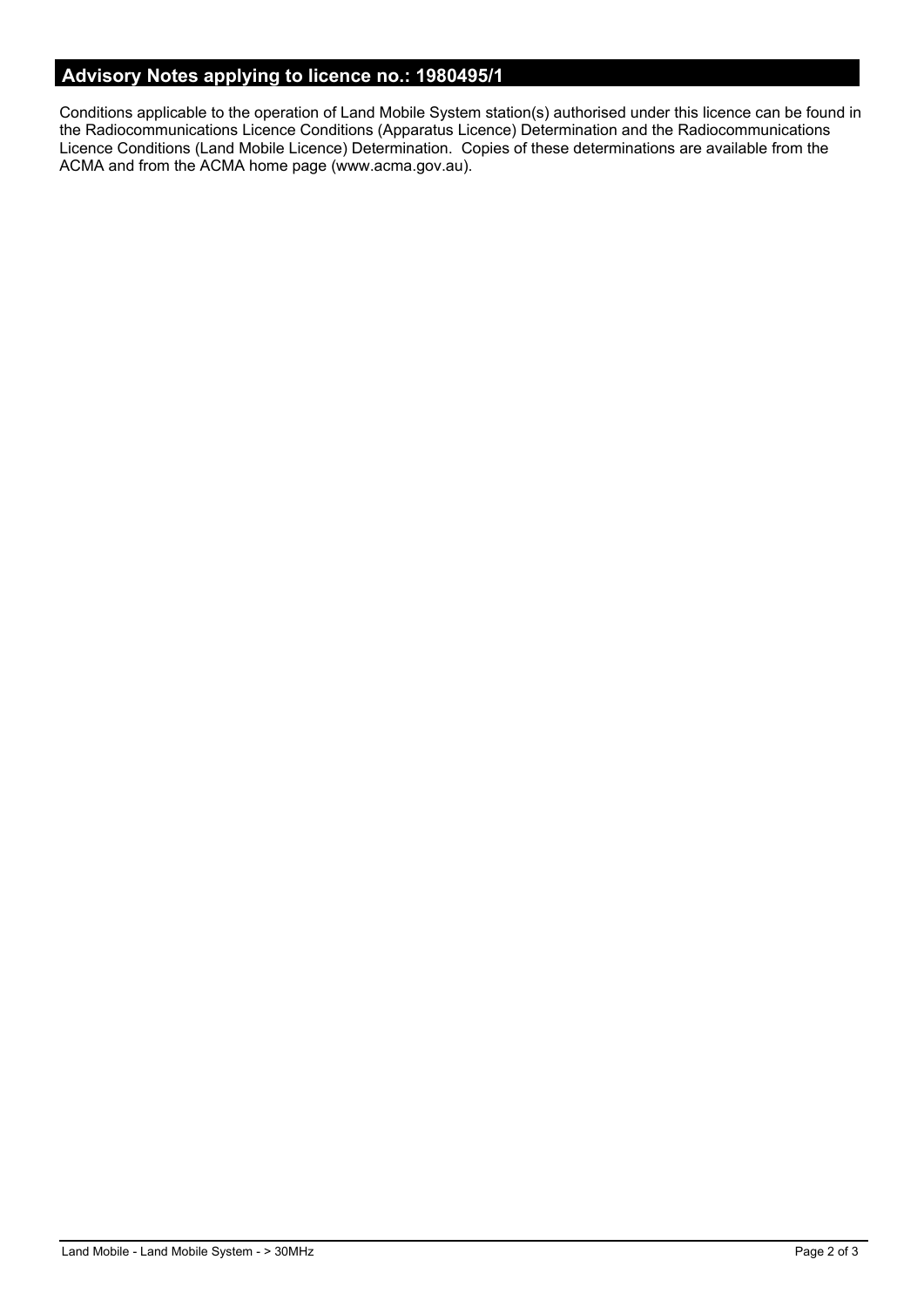## Advisory Notes applying to licence no.: 1980495/1

Conditions applicable to the operation of Land Mobile System station(s) authorised under this licence can be found in the Radiocommunications Licence Conditions (Apparatus Licence) Determination and the Radiocommunications Licence Conditions (Land Mobile Licence) Determination. Copies of these determinations are available from the ACMA and from the ACMA home page (www.acma.gov.au).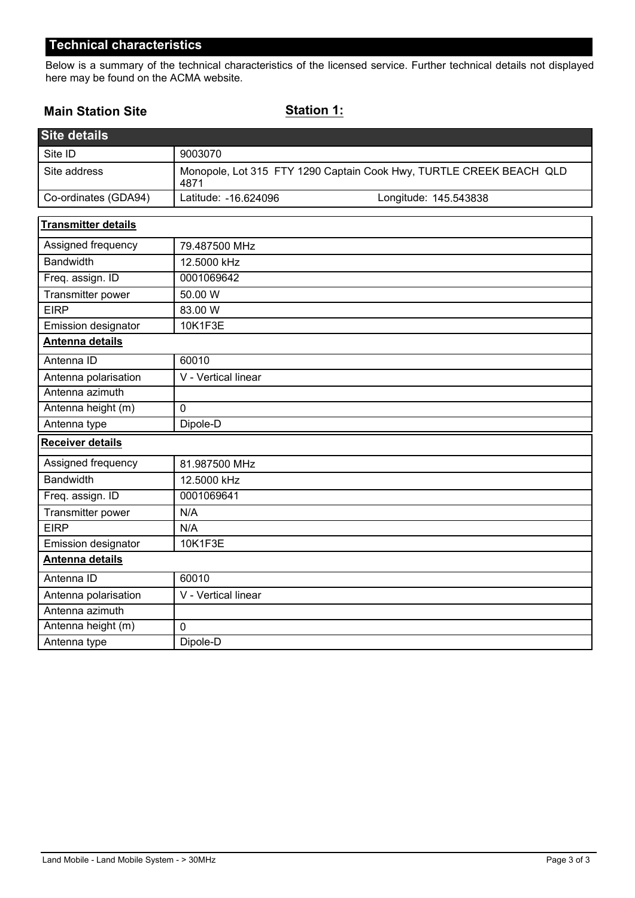## Technical characteristics

Below is a summary of the technical characteristics of the licensed service. Further technical details not displayed here may be found on the ACMA website.

**Main Station Site** **Station 1:**

| Site details | |
|---|---|
| Site ID | 9003070 |
| Site address | Monopole, Lot 315 FTY 1290 Captain Cook Hwy, TURTLE CREEK BEACH QLD 4871 |
| Co-ordinates (GDA94) | Latitude: -16.624096 Longitude: 145.543838 |

| Transmitter details | |
|---|---|
| Assigned frequency | 79.487500 MHz |
| Bandwidth | 12.5000 kHz |
| Freq. assign. ID | 0001069642 |
| Transmitter power | 50.00 W |
| EIRP | 83.00 W |
| Emission designator | 10K1F3E |
| **Antenna details** | |
| Antenna ID | 60010 |
| Antenna polarisation | V - Vertical linear |
| Antenna azimuth | |
| Antenna height (m) | 0 |
| Antenna type | Dipole-D |

| Receiver details | |
|---|---|
| Assigned frequency | 81.987500 MHz |
| Bandwidth | 12.5000 kHz |
| Freq. assign. ID | 0001069641 |
| Transmitter power | N/A |
| EIRP | N/A |
| Emission designator | 10K1F3E |
| **Antenna details** | |
| Antenna ID | 60010 |
| Antenna polarisation | V - Vertical linear |
| Antenna azimuth | |
| Antenna height (m) | 0 |
| Antenna type | Dipole-D |